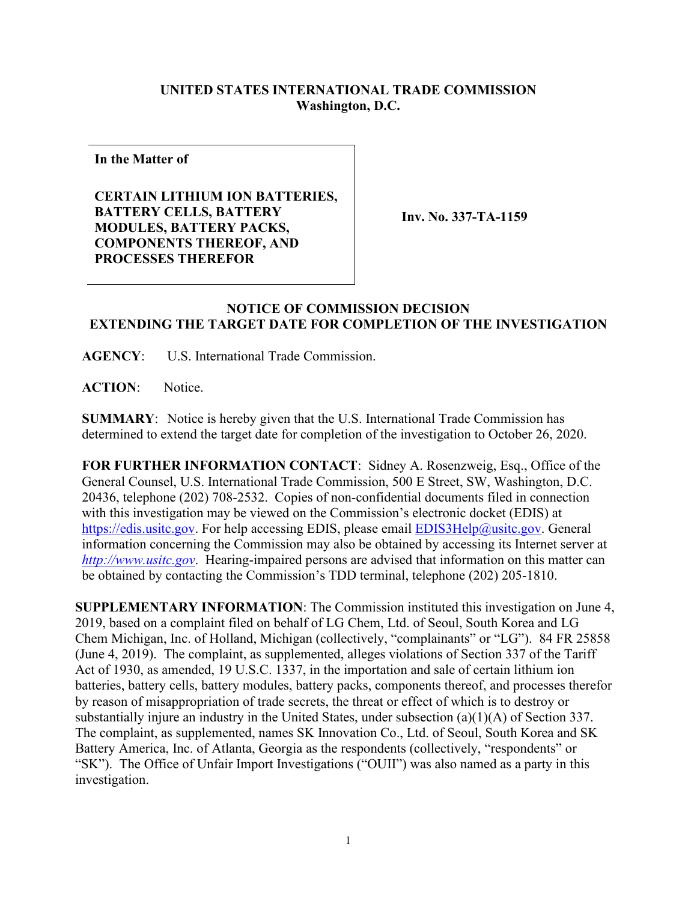**UNITED STATES INTERNATIONAL TRADE COMMISSION**
**Washington, D.C.**

| **In the Matter of**<br><br>**CERTAIN LITHIUM ION BATTERIES, BATTERY CELLS, BATTERY MODULES, BATTERY PACKS, COMPONENTS THEREOF, AND PROCESSES THEREFOR** | **Inv. No. 337-TA-1159** |
|---|---|

## NOTICE OF COMMISSION DECISION EXTENDING THE TARGET DATE FOR COMPLETION OF THE INVESTIGATION

**AGENCY**: U.S. International Trade Commission.

**ACTION**: Notice.

**SUMMARY**: Notice is hereby given that the U.S. International Trade Commission has determined to extend the target date for completion of the investigation to October 26, 2020.

**FOR FURTHER INFORMATION CONTACT**: Sidney A. Rosenzweig, Esq., Office of the General Counsel, U.S. International Trade Commission, 500 E Street, SW, Washington, D.C. 20436, telephone (202) 708-2532. Copies of non-confidential documents filed in connection with this investigation may be viewed on the Commission's electronic docket (EDIS) at https://edis.usitc.gov. For help accessing EDIS, please email EDIS3Help@usitc.gov. General information concerning the Commission may also be obtained by accessing its Internet server at *http://www.usitc.gov*. Hearing-impaired persons are advised that information on this matter can be obtained by contacting the Commission's TDD terminal, telephone (202) 205-1810.

**SUPPLEMENTARY INFORMATION**: The Commission instituted this investigation on June 4, 2019, based on a complaint filed on behalf of LG Chem, Ltd. of Seoul, South Korea and LG Chem Michigan, Inc. of Holland, Michigan (collectively, "complainants" or "LG"). 84 FR 25858 (June 4, 2019). The complaint, as supplemented, alleges violations of Section 337 of the Tariff Act of 1930, as amended, 19 U.S.C. 1337, in the importation and sale of certain lithium ion batteries, battery cells, battery modules, battery packs, components thereof, and processes therefor by reason of misappropriation of trade secrets, the threat or effect of which is to destroy or substantially injure an industry in the United States, under subsection (a)(1)(A) of Section 337. The complaint, as supplemented, names SK Innovation Co., Ltd. of Seoul, South Korea and SK Battery America, Inc. of Atlanta, Georgia as the respondents (collectively, "respondents" or "SK"). The Office of Unfair Import Investigations ("OUII") was also named as a party in this investigation.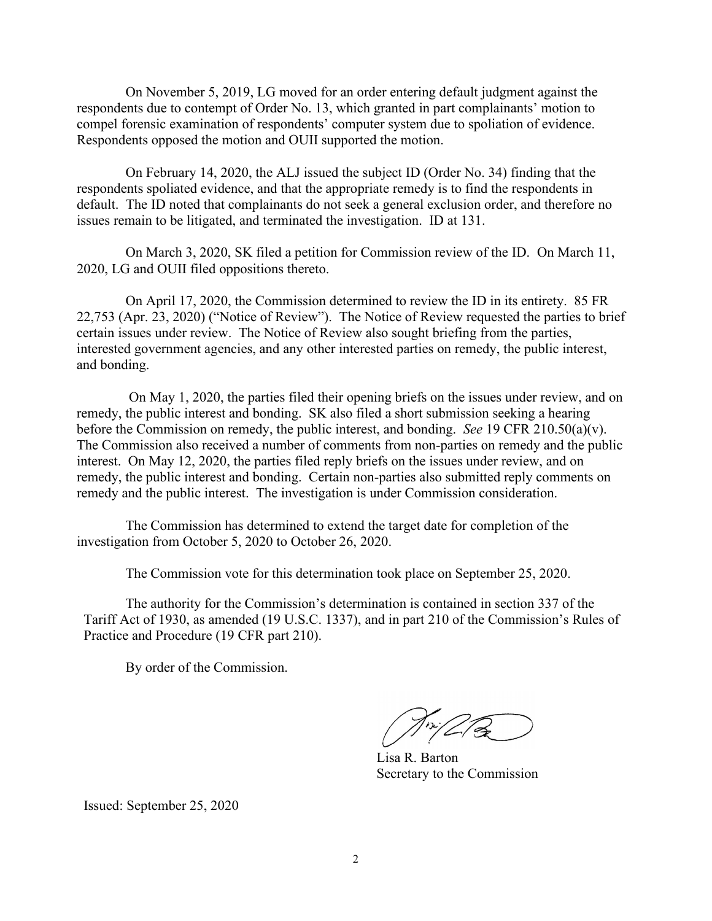On November 5, 2019, LG moved for an order entering default judgment against the respondents due to contempt of Order No. 13, which granted in part complainants' motion to compel forensic examination of respondents' computer system due to spoliation of evidence. Respondents opposed the motion and OUII supported the motion.

On February 14, 2020, the ALJ issued the subject ID (Order No. 34) finding that the respondents spoliated evidence, and that the appropriate remedy is to find the respondents in default. The ID noted that complainants do not seek a general exclusion order, and therefore no issues remain to be litigated, and terminated the investigation. ID at 131.

On March 3, 2020, SK filed a petition for Commission review of the ID. On March 11, 2020, LG and OUII filed oppositions thereto.

On April 17, 2020, the Commission determined to review the ID in its entirety. 85 FR 22,753 (Apr. 23, 2020) ("Notice of Review"). The Notice of Review requested the parties to brief certain issues under review. The Notice of Review also sought briefing from the parties, interested government agencies, and any other interested parties on remedy, the public interest, and bonding.

On May 1, 2020, the parties filed their opening briefs on the issues under review, and on remedy, the public interest and bonding. SK also filed a short submission seeking a hearing before the Commission on remedy, the public interest, and bonding. *See* 19 CFR 210.50(a)(v). The Commission also received a number of comments from non-parties on remedy and the public interest. On May 12, 2020, the parties filed reply briefs on the issues under review, and on remedy, the public interest and bonding. Certain non-parties also submitted reply comments on remedy and the public interest. The investigation is under Commission consideration.

The Commission has determined to extend the target date for completion of the investigation from October 5, 2020 to October 26, 2020.

The Commission vote for this determination took place on September 25, 2020.

The authority for the Commission's determination is contained in section 337 of the Tariff Act of 1930, as amended (19 U.S.C. 1337), and in part 210 of the Commission's Rules of Practice and Procedure (19 CFR part 210).

By order of the Commission.

Lisa R. Barton
Secretary to the Commission

Issued: September 25, 2020